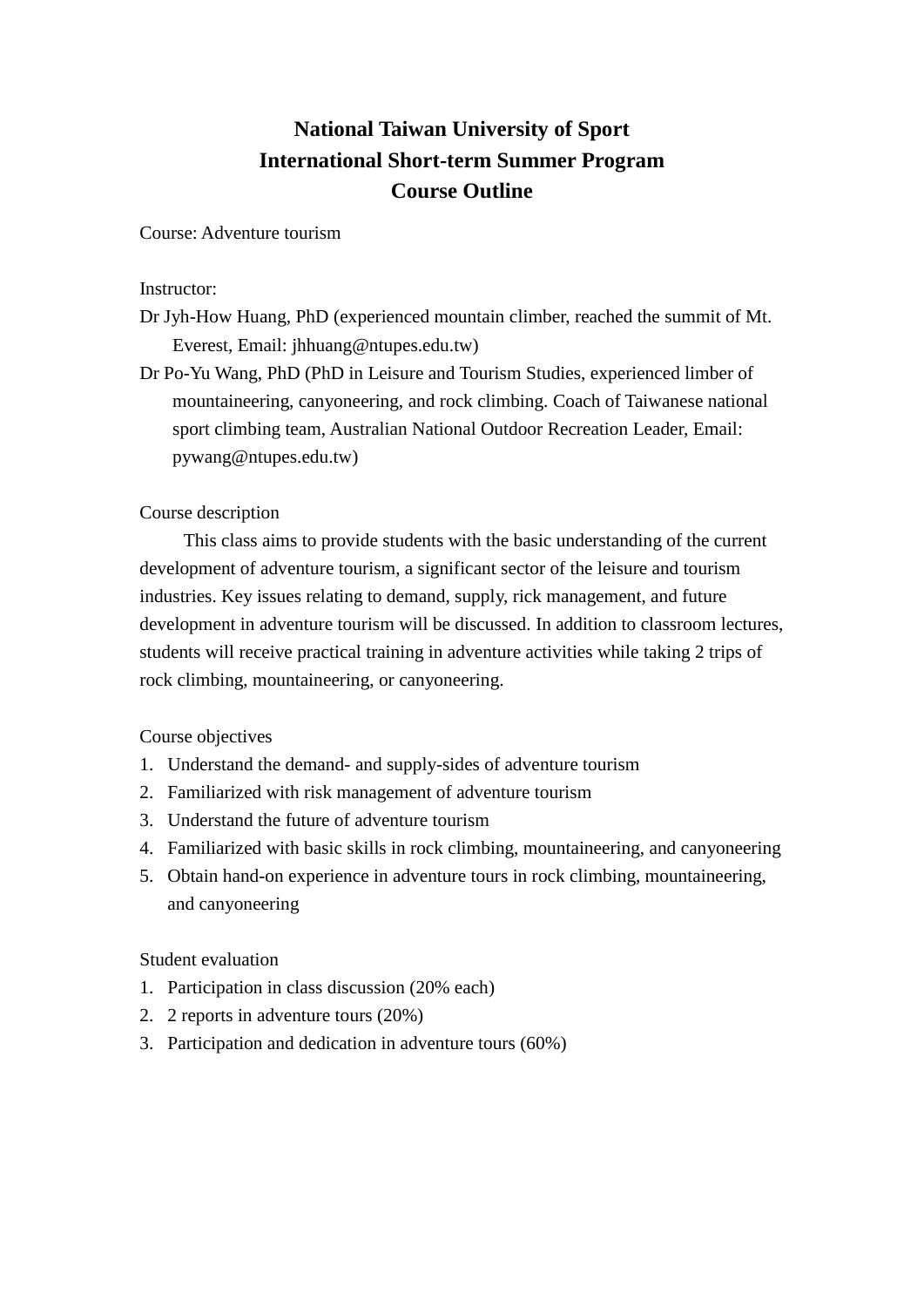# National Taiwan University of Sport
## International Short-term Summer Program
## Course Outline

Course: Adventure tourism

Instructor:

Dr Jyh-How Huang, PhD (experienced mountain climber, reached the summit of Mt. Everest, Email: jhhuang@ntupes.edu.tw)

Dr Po-Yu Wang, PhD (PhD in Leisure and Tourism Studies, experienced limber of mountaineering, canyoneering, and rock climbing. Coach of Taiwanese national sport climbing team, Australian National Outdoor Recreation Leader, Email: pywang@ntupes.edu.tw)

Course description

This class aims to provide students with the basic understanding of the current development of adventure tourism, a significant sector of the leisure and tourism industries. Key issues relating to demand, supply, rick management, and future development in adventure tourism will be discussed. In addition to classroom lectures, students will receive practical training in adventure activities while taking 2 trips of rock climbing, mountaineering, or canyoneering.

Course objectives

1. Understand the demand- and supply-sides of adventure tourism
2. Familiarized with risk management of adventure tourism
3. Understand the future of adventure tourism
4. Familiarized with basic skills in rock climbing, mountaineering, and canyoneering
5. Obtain hand-on experience in adventure tours in rock climbing, mountaineering, and canyoneering

Student evaluation

1. Participation in class discussion (20% each)
2. 2 reports in adventure tours (20%)
3. Participation and dedication in adventure tours (60%)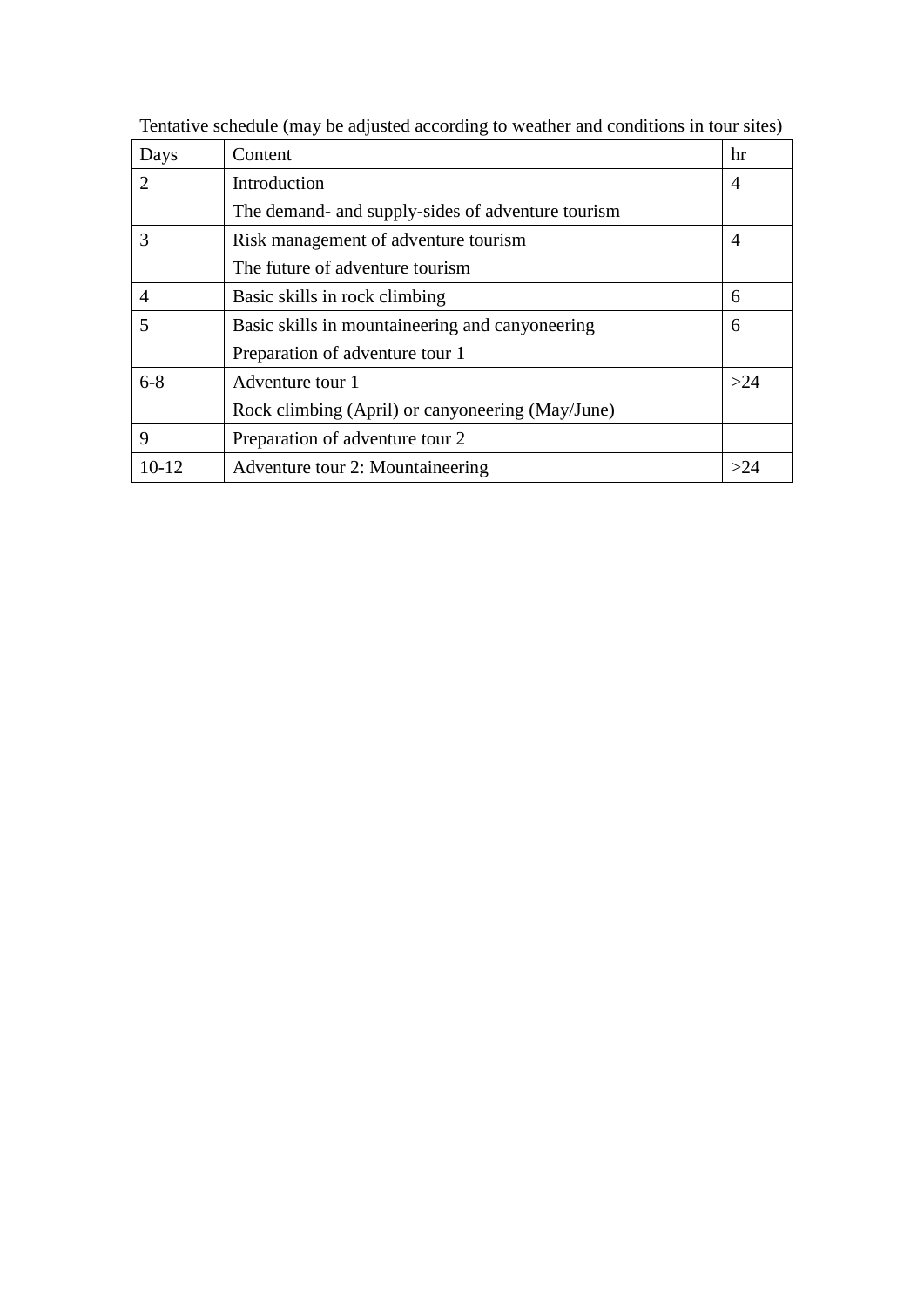Tentative schedule (may be adjusted according to weather and conditions in tour sites)

| Days | Content | hr |
| --- | --- | --- |
| 2 | Introduction<br>The demand- and supply-sides of adventure tourism | 4 |
| 3 | Risk management of adventure tourism<br>The future of adventure tourism | 4 |
| 4 | Basic skills in rock climbing | 6 |
| 5 | Basic skills in mountaineering and canyoneering<br>Preparation of adventure tour 1 | 6 |
| 6-8 | Adventure tour 1<br>Rock climbing (April) or canyoneering (May/June) | >24 |
| 9 | Preparation of adventure tour 2 | |
| 10-12 | Adventure tour 2: Mountaineering | >24 |